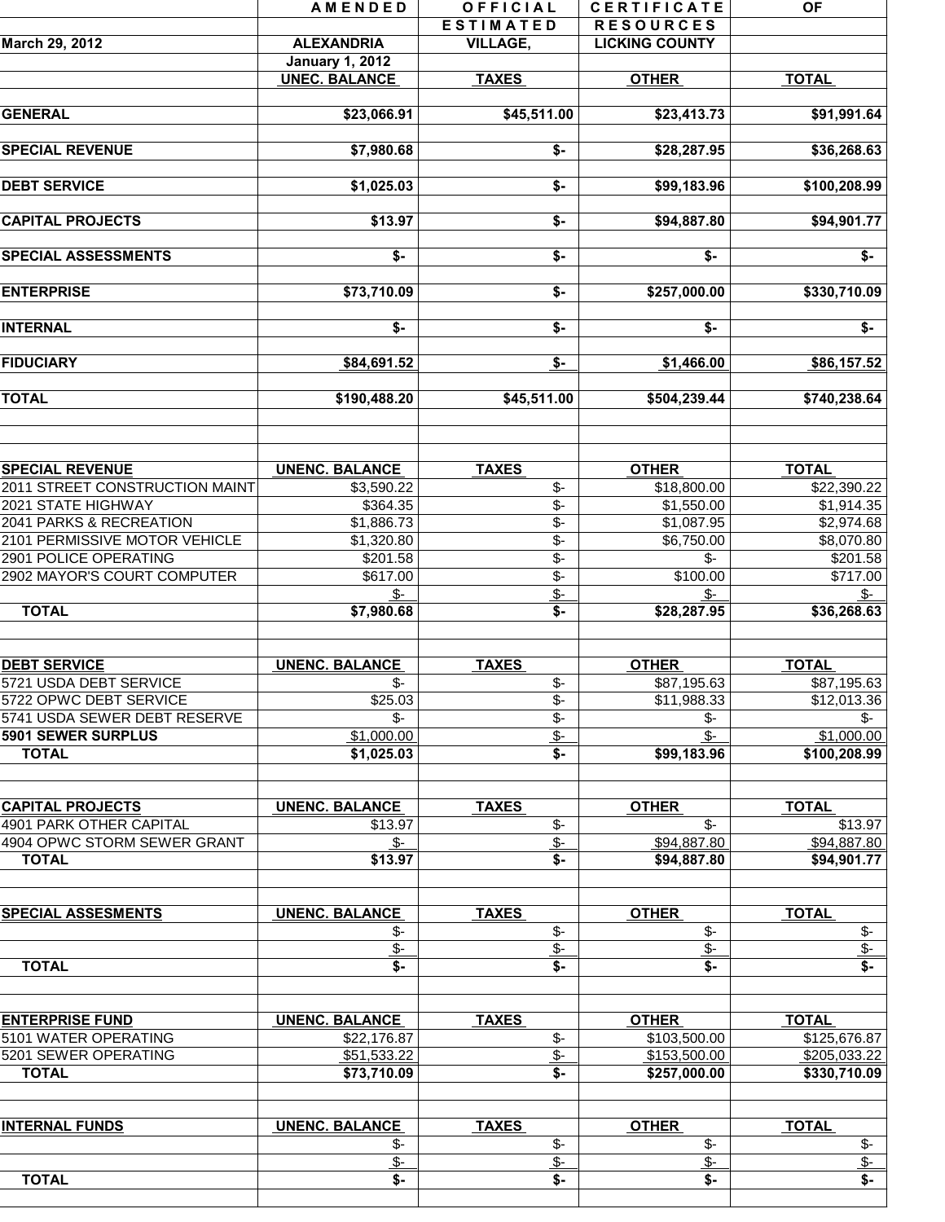| | AMENDED | OFFICIAL ESTIMATED | CERTIFICATE RESOURCES | OF |
|---|---|---|---|---|
| March 29, 2012 | ALEXANDRIA | VILLAGE, | LICKING COUNTY | |
| | January 1, 2012 | | | |
| | UNEC. BALANCE | TAXES | OTHER | TOTAL |
| GENERAL | $23,066.91 | $45,511.00 | $23,413.73 | $91,991.64 |
| SPECIAL REVENUE | $7,980.68 | $- | $28,287.95 | $36,268.63 |
| DEBT SERVICE | $1,025.03 | $- | $99,183.96 | $100,208.99 |
| CAPITAL PROJECTS | $13.97 | $- | $94,887.80 | $94,901.77 |
| SPECIAL ASSESSMENTS | $- | $- | $- | $- |
| ENTERPRISE | $73,710.09 | $- | $257,000.00 | $330,710.09 |
| INTERNAL | $- | $- | $- | $- |
| FIDUCIARY | $84,691.52 | $- | $1,466.00 | $86,157.52 |
| TOTAL | $190,488.20 | $45,511.00 | $504,239.44 | $740,238.64 |

| SPECIAL REVENUE | UNENC. BALANCE | TAXES | OTHER | TOTAL |
|---|---|---|---|---|
| 2011 STREET CONSTRUCTION MAINT | $3,590.22 | $- | $18,800.00 | $22,390.22 |
| 2021 STATE HIGHWAY | $364.35 | $- | $1,550.00 | $1,914.35 |
| 2041 PARKS & RECREATION | $1,886.73 | $- | $1,087.95 | $2,974.68 |
| 2101 PERMISSIVE MOTOR VEHICLE | $1,320.80 | $- | $6,750.00 | $8,070.80 |
| 2901 POLICE OPERATING | $201.58 | $- | $- | $201.58 |
| 2902 MAYOR'S COURT COMPUTER | $617.00 | $- | $100.00 | $717.00 |
| | $- | $- | $- | $- |
| TOTAL | $7,980.68 | $- | $28,287.95 | $36,268.63 |

| DEBT SERVICE | UNENC. BALANCE | TAXES | OTHER | TOTAL |
|---|---|---|---|---|
| 5721 USDA DEBT SERVICE | $- | $- | $87,195.63 | $87,195.63 |
| 5722 OPWC DEBT SERVICE | $25.03 | $- | $11,988.33 | $12,013.36 |
| 5741 USDA SEWER DEBT RESERVE | $- | $- | $- | $- |
| **5901 SEWER SURPLUS** | $1,000.00 | $- | $- | $1,000.00 |
| TOTAL | $1,025.03 | $- | $99,183.96 | $100,208.99 |

| CAPITAL PROJECTS | UNENC. BALANCE | TAXES | OTHER | TOTAL |
|---|---|---|---|---|
| 4901 PARK OTHER CAPITAL | $13.97 | $- | $- | $13.97 |
| 4904 OPWC STORM SEWER GRANT | $- | $- | $94,887.80 | $94,887.80 |
| TOTAL | $13.97 | $- | $94,887.80 | $94,901.77 |

| SPECIAL ASSESEMENTS | UNENC. BALANCE | TAXES | OTHER | TOTAL |
|---|---|---|---|---|
| | $- | $- | $- | $- |
| | $- | $- | $- | $- |
| TOTAL | $- | $- | $- | $- |

| ENTERPRISE FUND | UNENC. BALANCE | TAXES | OTHER | TOTAL |
|---|---|---|---|---|
| 5101 WATER OPERATING | $22,176.87 | $- | $103,500.00 | $125,676.87 |
| 5201 SEWER OPERATING | $51,533.22 | $- | $153,500.00 | $205,033.22 |
| TOTAL | $73,710.09 | $- | $257,000.00 | $330,710.09 |

| INTERNAL FUNDS | UNENC. BALANCE | TAXES | OTHER | TOTAL |
|---|---|---|---|---|
| | $- | $- | $- | $- |
| | $- | $- | $- | $- |
| TOTAL | $- | $- | $- | $- |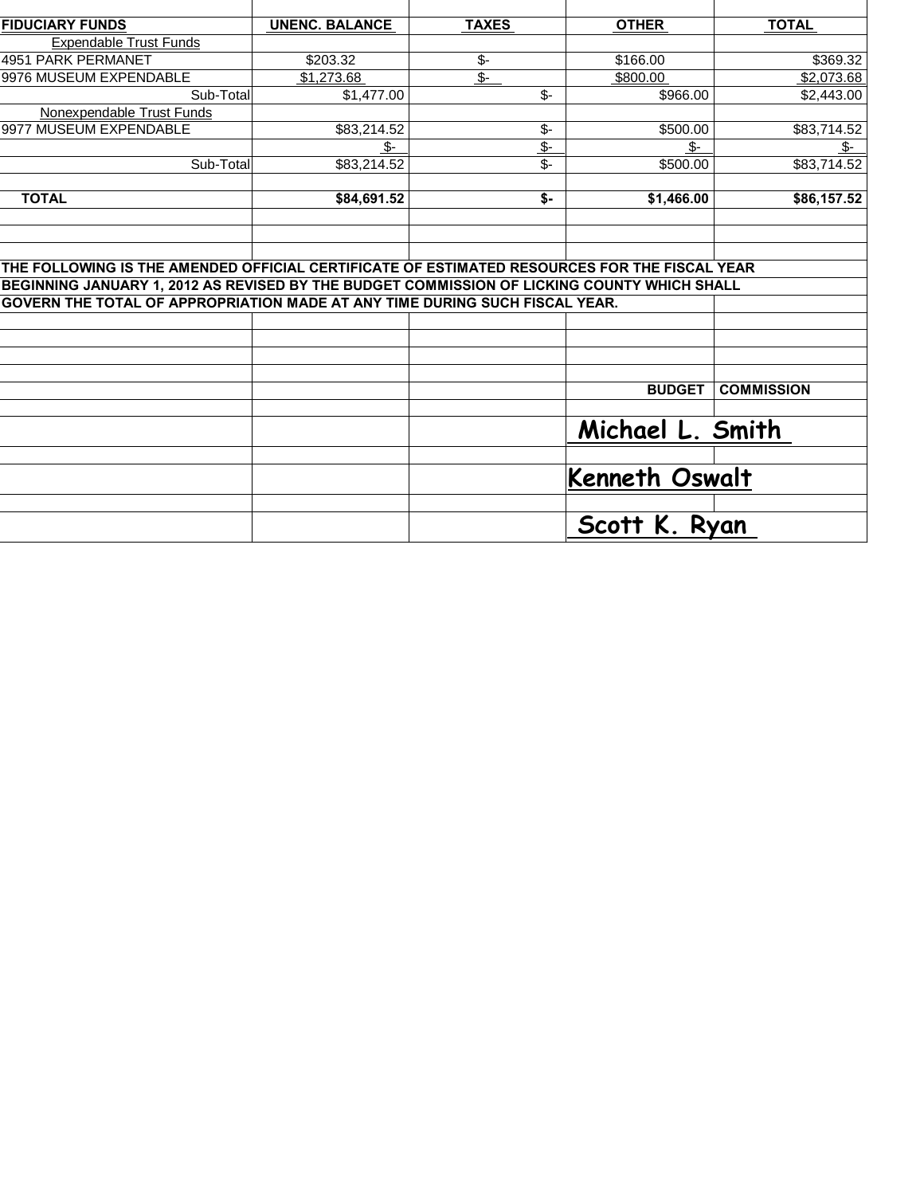| FIDUCIARY FUNDS | UNENC. BALANCE | TAXES | OTHER | TOTAL |
|---|---|---|---|---|
| Expendable Trust Funds | | | | |
| 4951 PARK PERMANET | $203.32 | $- | $166.00 | $369.32 |
| 9976 MUSEUM EXPENDABLE | $1,273.68 | $- | $800.00 | $2,073.68 |
| Sub-Total | $1,477.00 | $- | $966.00 | $2,443.00 |
| Nonexpendable Trust Funds | | | | |
| 9977 MUSEUM EXPENDABLE | $83,214.52 | $- | $500.00 | $83,714.52 |
| | $- | $- | $- | $- |
| Sub-Total | $83,214.52 | $- | $500.00 | $83,714.52 |
| **TOTAL** | **$84,691.52** | **$-** | **$1,466.00** | **$86,157.52** |

**THE FOLLOWING IS THE AMENDED OFFICIAL CERTIFICATE OF ESTIMATED RESOURCES FOR THE FISCAL YEAR BEGINNING JANUARY 1, 2012 AS REVISED BY THE BUDGET COMMISSION OF LICKING COUNTY WHICH SHALL GOVERN THE TOTAL OF APPROPRIATION MADE AT ANY TIME DURING SUCH FISCAL YEAR.**

**BUDGET COMMISSION**

Michael L. Smith

Kenneth Oswalt

Scott K. Ryan